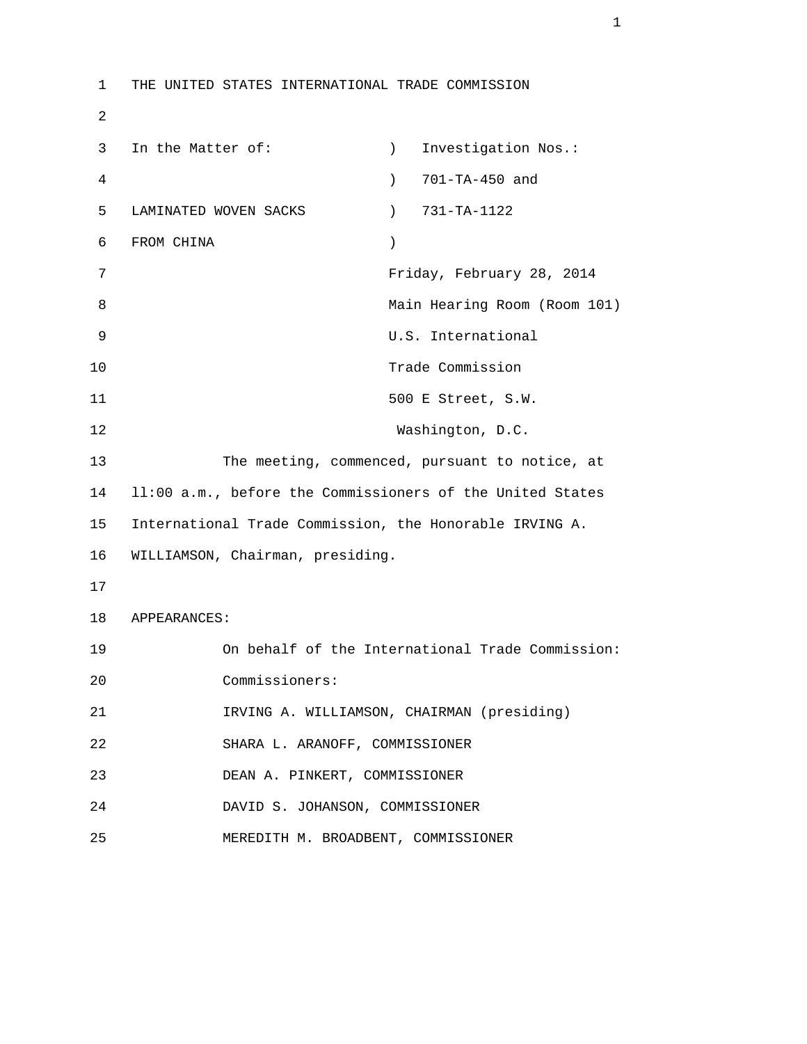THE UNITED STATES INTERNATIONAL TRADE COMMISSION

In the Matter of: ) Investigation Nos.:

) 701-TA-450 and

LAMINATED WOVEN SACKS ) 731-TA-1122

FROM CHINA )

Friday, February 28, 2014

Main Hearing Room (Room 101)

U.S. International

Trade Commission

500 E Street, S.W.

Washington, D.C.

The meeting, commenced, pursuant to notice, at ll:00 a.m., before the Commissioners of the United States International Trade Commission, the Honorable IRVING A. WILLIAMSON, Chairman, presiding.

APPEARANCES:

On behalf of the International Trade Commission:

Commissioners:

IRVING A. WILLIAMSON, CHAIRMAN (presiding)

SHARA L. ARANOFF, COMMISSIONER

DEAN A. PINKERT, COMMISSIONER

DAVID S. JOHANSON, COMMISSIONER

MEREDITH M. BROADBENT, COMMISSIONER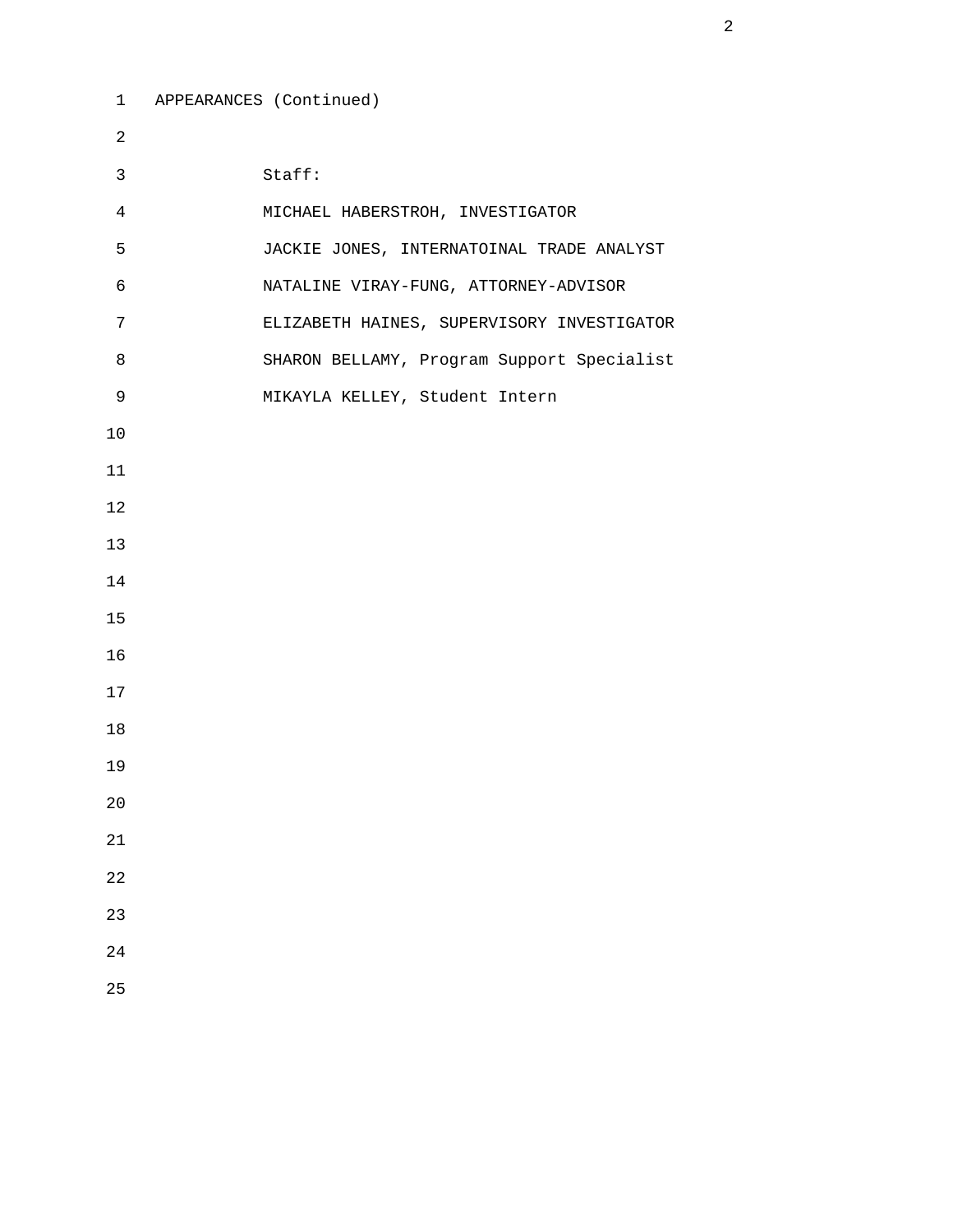APPEARANCES (Continued)

Staff:

MICHAEL HABERSTROH, INVESTIGATOR

JACKIE JONES, INTERNATOINAL TRADE ANALYST

NATALINE VIRAY-FUNG, ATTORNEY-ADVISOR

ELIZABETH HAINES, SUPERVISORY INVESTIGATOR

SHARON BELLAMY, Program Support Specialist

MIKAYLA KELLEY, Student Intern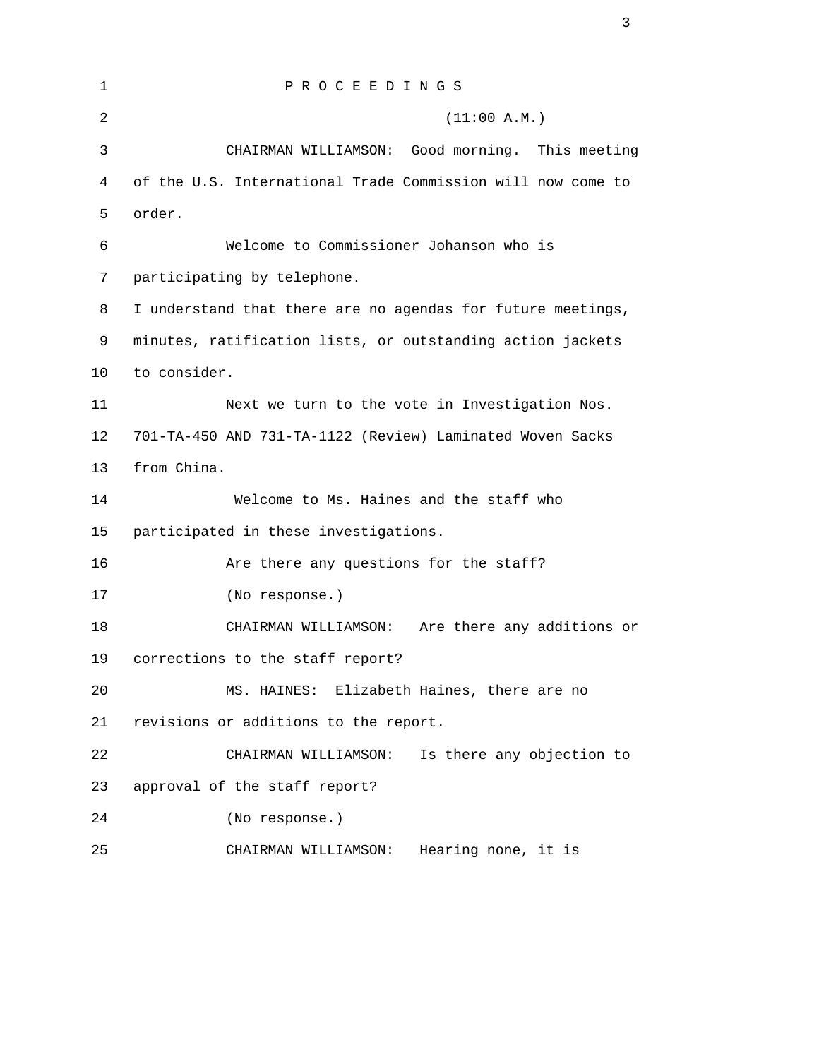P R O C E E D I N G S

(11:00 A.M.)

CHAIRMAN WILLIAMSON: Good morning. This meeting of the U.S. International Trade Commission will now come to order.

Welcome to Commissioner Johanson who is participating by telephone.

I understand that there are no agendas for future meetings, minutes, ratification lists, or outstanding action jackets to consider.

Next we turn to the vote in Investigation Nos. 701-TA-450 AND 731-TA-1122 (Review) Laminated Woven Sacks from China.

Welcome to Ms. Haines and the staff who participated in these investigations.

Are there any questions for the staff?

(No response.)

CHAIRMAN WILLIAMSON: Are there any additions or corrections to the staff report?

MS. HAINES: Elizabeth Haines, there are no revisions or additions to the report.

CHAIRMAN WILLIAMSON: Is there any objection to approval of the staff report?

(No response.)

CHAIRMAN WILLIAMSON: Hearing none, it is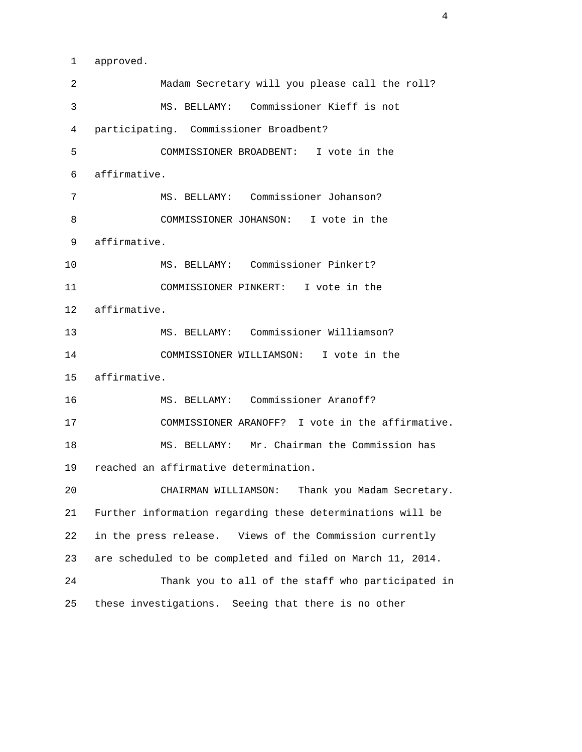approved.

Madam Secretary will you please call the roll?

MS. BELLAMY: Commissioner Kieff is not participating. Commissioner Broadbent?

COMMISSIONER BROADBENT: I vote in the affirmative.

MS. BELLAMY: Commissioner Johanson?

COMMISSIONER JOHANSON: I vote in the affirmative.

MS. BELLAMY: Commissioner Pinkert?

COMMISSIONER PINKERT: I vote in the affirmative.

MS. BELLAMY: Commissioner Williamson?

COMMISSIONER WILLIAMSON: I vote in the affirmative.

MS. BELLAMY: Commissioner Aranoff?

COMMISSIONER ARANOFF? I vote in the affirmative.

MS. BELLAMY: Mr. Chairman the Commission has reached an affirmative determination.

CHAIRMAN WILLIAMSON: Thank you Madam Secretary. Further information regarding these determinations will be in the press release. Views of the Commission currently are scheduled to be completed and filed on March 11, 2014.

Thank you to all of the staff who participated in these investigations. Seeing that there is no other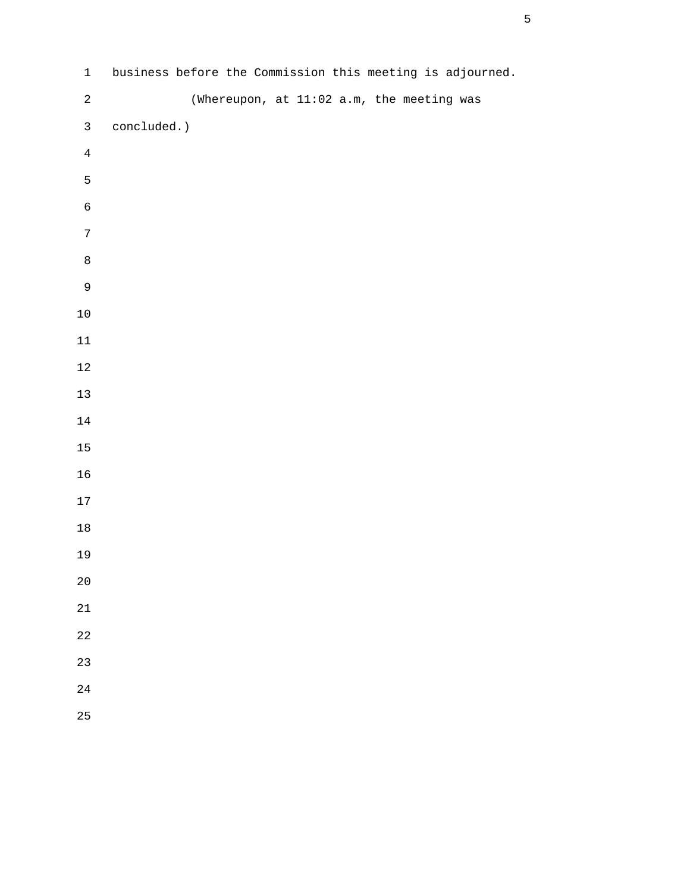business before the Commission this meeting is adjourned.

(Whereupon, at 11:02 a.m, the meeting was concluded.)